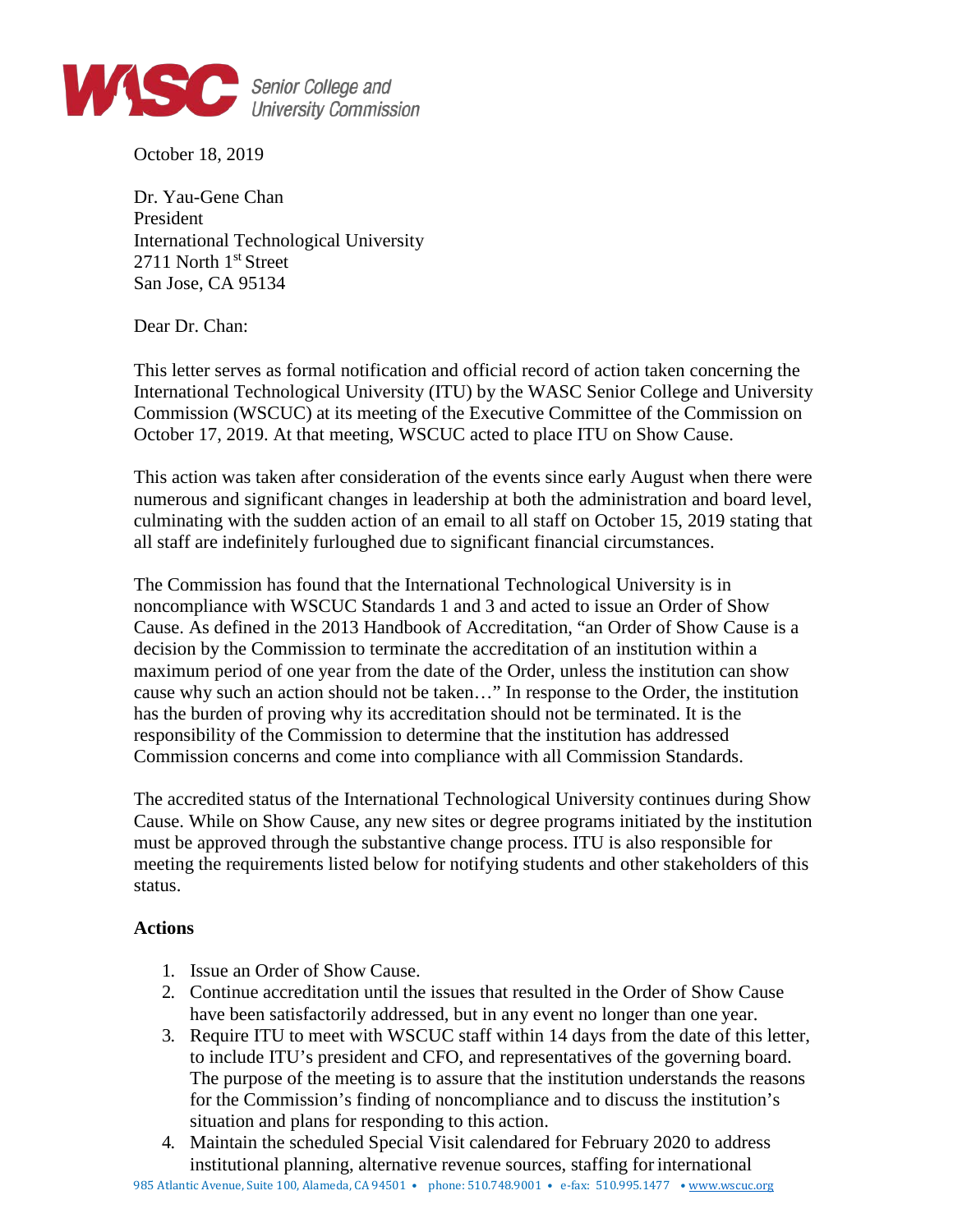October 18, 2019

Dr. Yau-Gene Chan
President
International Technological University
2711 North 1st Street
San Jose, CA 95134

Dear Dr. Chan:

This letter serves as formal notification and official record of action taken concerning the International Technological University (ITU) by the WASC Senior College and University Commission (WSCUC) at its meeting of the Executive Committee of the Commission on October 17, 2019. At that meeting, WSCUC acted to place ITU on Show Cause.

This action was taken after consideration of the events since early August when there were numerous and significant changes in leadership at both the administration and board level, culminating with the sudden action of an email to all staff on October 15, 2019 stating that all staff are indefinitely furloughed due to significant financial circumstances.

The Commission has found that the International Technological University is in noncompliance with WSCUC Standards 1 and 3 and acted to issue an Order of Show Cause. As defined in the 2013 Handbook of Accreditation, "an Order of Show Cause is a decision by the Commission to terminate the accreditation of an institution within a maximum period of one year from the date of the Order, unless the institution can show cause why such an action should not be taken…" In response to the Order, the institution has the burden of proving why its accreditation should not be terminated. It is the responsibility of the Commission to determine that the institution has addressed Commission concerns and come into compliance with all Commission Standards.

The accredited status of the International Technological University continues during Show Cause. While on Show Cause, any new sites or degree programs initiated by the institution must be approved through the substantive change process. ITU is also responsible for meeting the requirements listed below for notifying students and other stakeholders of this status.

**Actions**

1. Issue an Order of Show Cause.
2. Continue accreditation until the issues that resulted in the Order of Show Cause have been satisfactorily addressed, but in any event no longer than one year.
3. Require ITU to meet with WSCUC staff within 14 days from the date of this letter, to include ITU's president and CFO, and representatives of the governing board. The purpose of the meeting is to assure that the institution understands the reasons for the Commission's finding of noncompliance and to discuss the institution's situation and plans for responding to this action.
4. Maintain the scheduled Special Visit calendared for February 2020 to address institutional planning, alternative revenue sources, staffing for international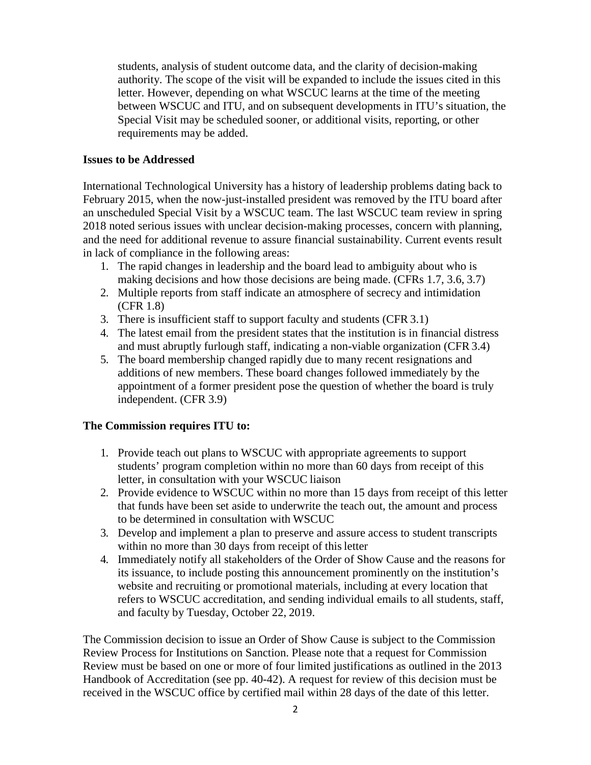students, analysis of student outcome data, and the clarity of decision-making authority. The scope of the visit will be expanded to include the issues cited in this letter. However, depending on what WSCUC learns at the time of the meeting between WSCUC and ITU, and on subsequent developments in ITU's situation, the Special Visit may be scheduled sooner, or additional visits, reporting, or other requirements may be added.

**Issues to be Addressed**

International Technological University has a history of leadership problems dating back to February 2015, when the now-just-installed president was removed by the ITU board after an unscheduled Special Visit by a WSCUC team. The last WSCUC team review in spring 2018 noted serious issues with unclear decision-making processes, concern with planning, and the need for additional revenue to assure financial sustainability. Current events result in lack of compliance in the following areas:

1. The rapid changes in leadership and the board lead to ambiguity about who is making decisions and how those decisions are being made. (CFRs 1.7, 3.6, 3.7)
2. Multiple reports from staff indicate an atmosphere of secrecy and intimidation (CFR 1.8)
3. There is insufficient staff to support faculty and students (CFR 3.1)
4. The latest email from the president states that the institution is in financial distress and must abruptly furlough staff, indicating a non-viable organization (CFR 3.4)
5. The board membership changed rapidly due to many recent resignations and additions of new members. These board changes followed immediately by the appointment of a former president pose the question of whether the board is truly independent. (CFR 3.9)

**The Commission requires ITU to:**

1. Provide teach out plans to WSCUC with appropriate agreements to support students' program completion within no more than 60 days from receipt of this letter, in consultation with your WSCUC liaison
2. Provide evidence to WSCUC within no more than 15 days from receipt of this letter that funds have been set aside to underwrite the teach out, the amount and process to be determined in consultation with WSCUC
3. Develop and implement a plan to preserve and assure access to student transcripts within no more than 30 days from receipt of this letter
4. Immediately notify all stakeholders of the Order of Show Cause and the reasons for its issuance, to include posting this announcement prominently on the institution's website and recruiting or promotional materials, including at every location that refers to WSCUC accreditation, and sending individual emails to all students, staff, and faculty by Tuesday, October 22, 2019.

The Commission decision to issue an Order of Show Cause is subject to the Commission Review Process for Institutions on Sanction. Please note that a request for Commission Review must be based on one or more of four limited justifications as outlined in the 2013 Handbook of Accreditation (see pp. 40-42). A request for review of this decision must be received in the WSCUC office by certified mail within 28 days of the date of this letter.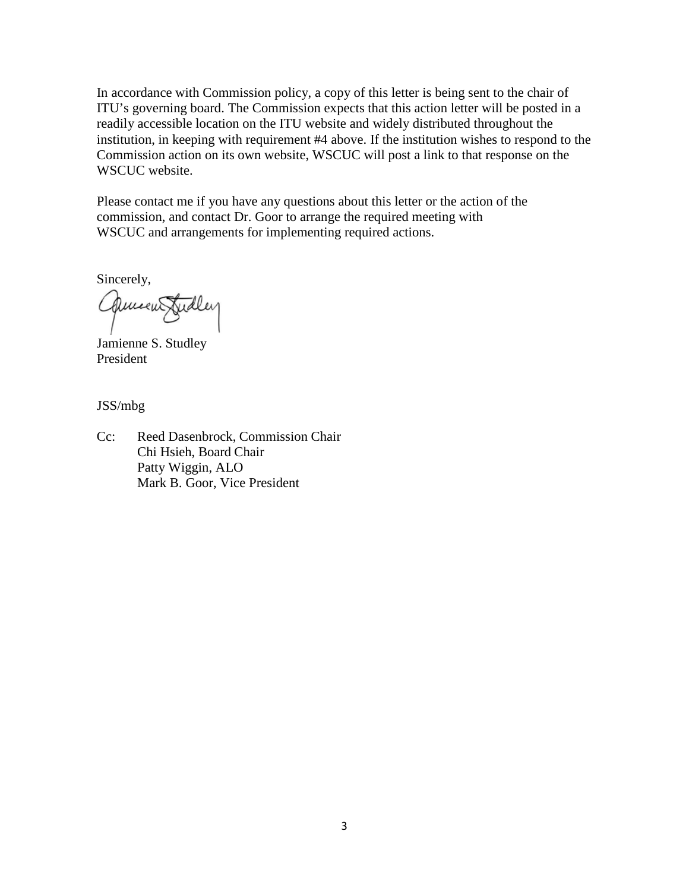In accordance with Commission policy, a copy of this letter is being sent to the chair of ITU's governing board. The Commission expects that this action letter will be posted in a readily accessible location on the ITU website and widely distributed throughout the institution, in keeping with requirement #4 above. If the institution wishes to respond to the Commission action on its own website, WSCUC will post a link to that response on the WSCUC website.

Please contact me if you have any questions about this letter or the action of the commission, and contact Dr. Goor to arrange the required meeting with WSCUC and arrangements for implementing required actions.

Sincerely,

Jamienne S. Studley
President

JSS/mbg

Cc: Reed Dasenbrock, Commission Chair
Chi Hsieh, Board Chair
Patty Wiggin, ALO
Mark B. Goor, Vice President